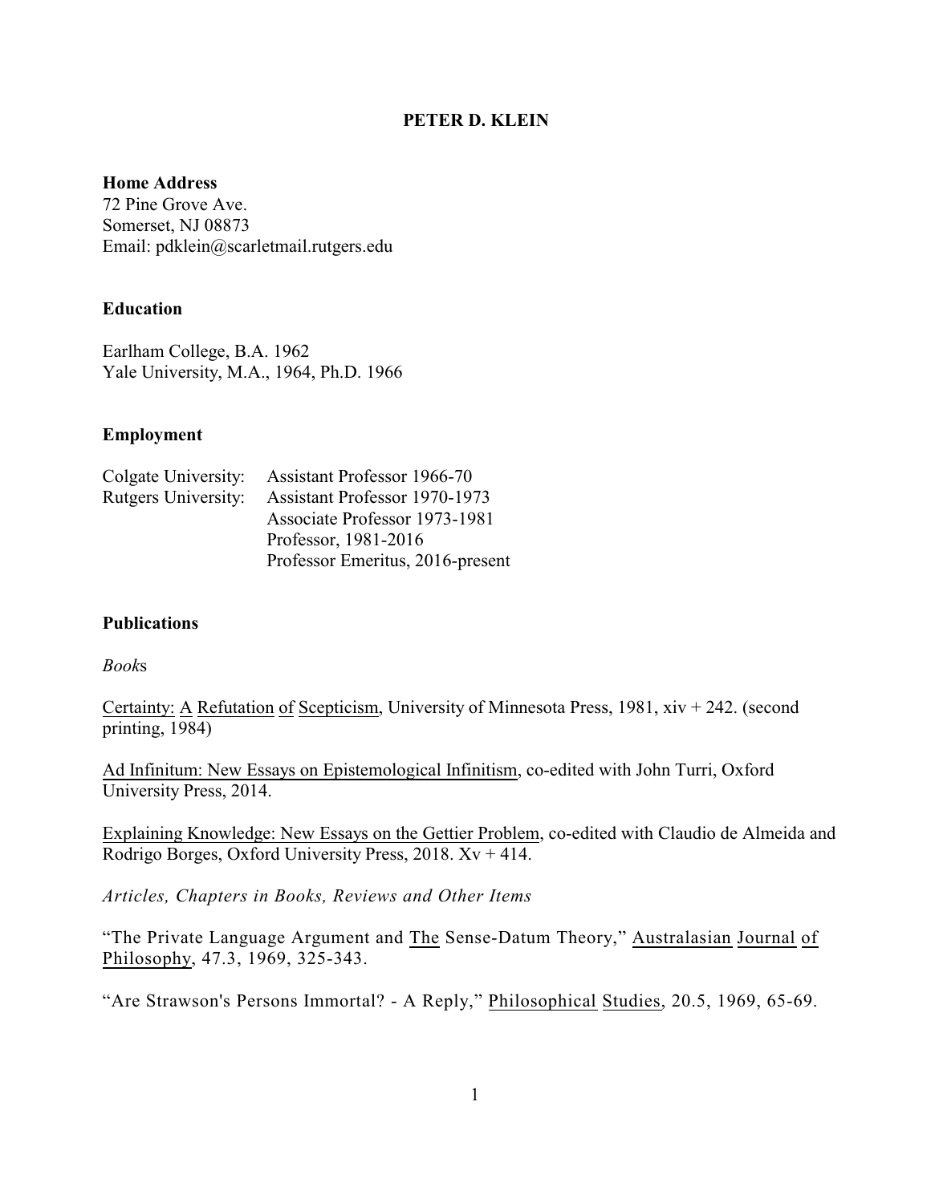**PETER D. KLEIN**

**Home Address**
72 Pine Grove Ave.
Somerset, NJ 08873
Email: pdklein@scarletmail.rutgers.edu

**Education**

Earlham College, B.A. 1962
Yale University, M.A., 1964, Ph.D. 1966

**Employment**

| | |
|---|---|
| Colgate University: | Assistant Professor 1966-70 |
| Rutgers University: | Assistant Professor 1970-1973 |
| | Associate Professor 1973-1981 |
| | Professor, 1981-2016 |
| | Professor Emeritus, 2016-present |

**Publications**

*Books*

Certainty: A Refutation of Scepticism, University of Minnesota Press, 1981, xiv + 242. (second printing, 1984)

Ad Infinitum: New Essays on Epistemological Infinitism, co-edited with John Turri, Oxford University Press, 2014.

Explaining Knowledge: New Essays on the Gettier Problem, co-edited with Claudio de Almeida and Rodrigo Borges, Oxford University Press, 2018. Xv + 414.

*Articles, Chapters in Books, Reviews and Other Items*

"The Private Language Argument and The Sense-Datum Theory," Australasian Journal of Philosophy, 47.3, 1969, 325-343.

"Are Strawson's Persons Immortal? - A Reply," Philosophical Studies, 20.5, 1969, 65-69.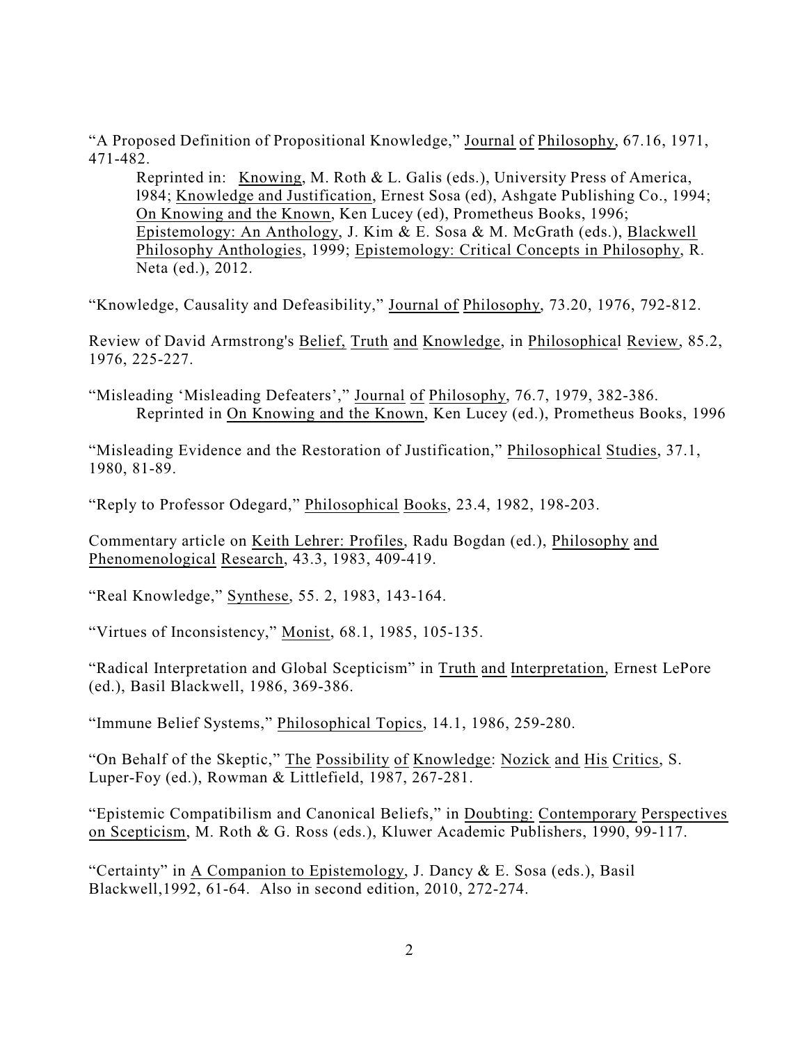"A Proposed Definition of Propositional Knowledge," Journal of Philosophy, 67.16, 1971, 471-482.

Reprinted in: Knowing, M. Roth & L. Galis (eds.), University Press of America, l984; Knowledge and Justification, Ernest Sosa (ed), Ashgate Publishing Co., 1994; On Knowing and the Known, Ken Lucey (ed), Prometheus Books, 1996; Epistemology: An Anthology, J. Kim & E. Sosa & M. McGrath (eds.), Blackwell Philosophy Anthologies, 1999; Epistemology: Critical Concepts in Philosophy, R. Neta (ed.), 2012.

"Knowledge, Causality and Defeasibility," Journal of Philosophy, 73.20, 1976, 792-812.

Review of David Armstrong's Belief, Truth and Knowledge, in Philosophical Review, 85.2, 1976, 225-227.

"Misleading 'Misleading Defeaters'," Journal of Philosophy, 76.7, 1979, 382-386.

Reprinted in On Knowing and the Known, Ken Lucey (ed.), Prometheus Books, 1996

"Misleading Evidence and the Restoration of Justification," Philosophical Studies, 37.1, 1980, 81-89.

"Reply to Professor Odegard," Philosophical Books, 23.4, 1982, 198-203.

Commentary article on Keith Lehrer: Profiles, Radu Bogdan (ed.), Philosophy and Phenomenological Research, 43.3, 1983, 409-419.

"Real Knowledge," Synthese, 55. 2, 1983, 143-164.

"Virtues of Inconsistency," Monist, 68.1, 1985, 105-135.

"Radical Interpretation and Global Scepticism" in Truth and Interpretation, Ernest LePore (ed.), Basil Blackwell, 1986, 369-386.

"Immune Belief Systems," Philosophical Topics, 14.1, 1986, 259-280.

"On Behalf of the Skeptic," The Possibility of Knowledge: Nozick and His Critics, S. Luper-Foy (ed.), Rowman & Littlefield, 1987, 267-281.

"Epistemic Compatibilism and Canonical Beliefs," in Doubting: Contemporary Perspectives on Scepticism, M. Roth & G. Ross (eds.), Kluwer Academic Publishers, 1990, 99-117.

"Certainty" in A Companion to Epistemology, J. Dancy & E. Sosa (eds.), Basil Blackwell,1992, 61-64. Also in second edition, 2010, 272-274.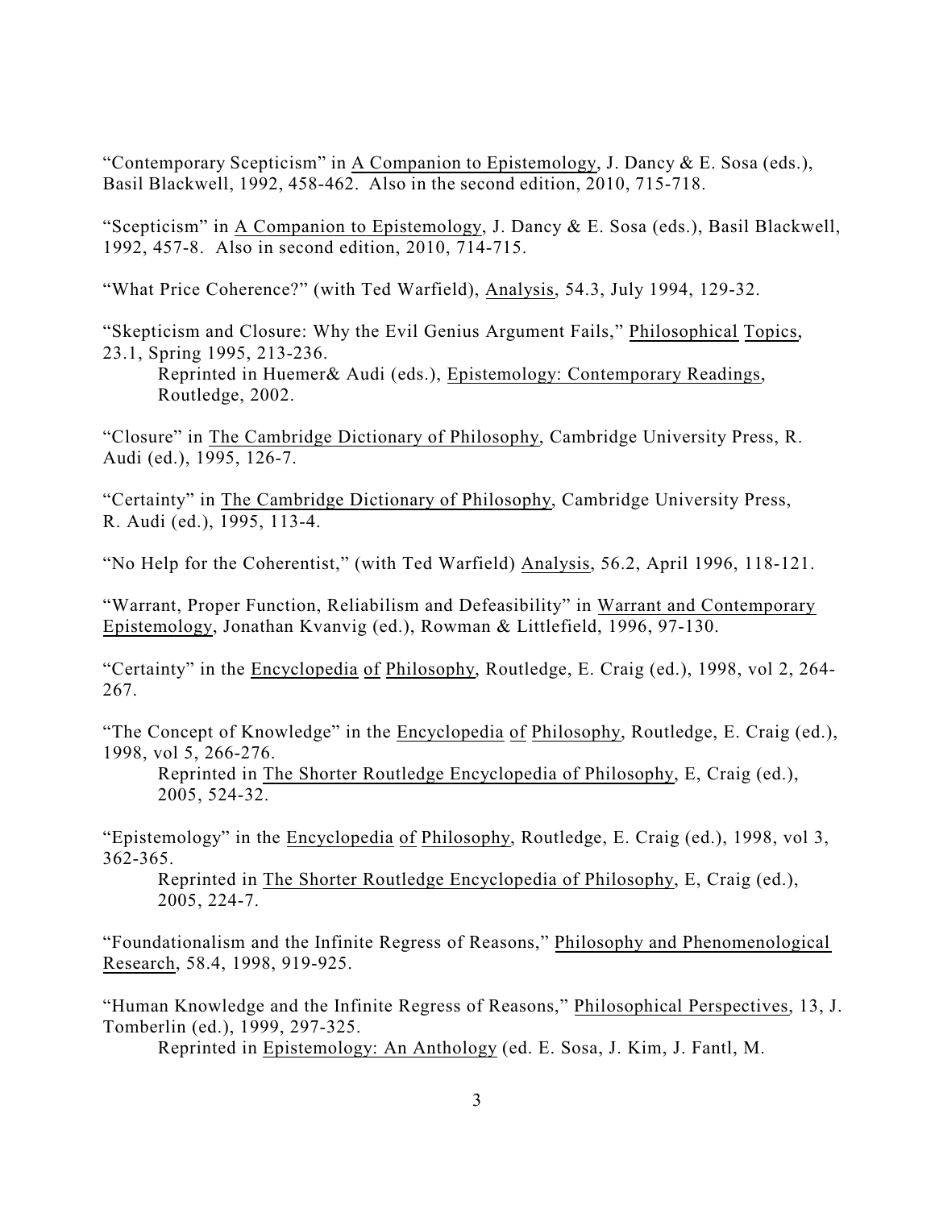"Contemporary Scepticism" in A Companion to Epistemology, J. Dancy & E. Sosa (eds.), Basil Blackwell, 1992, 458-462. Also in the second edition, 2010, 715-718.

"Scepticism" in A Companion to Epistemology, J. Dancy & E. Sosa (eds.), Basil Blackwell, 1992, 457-8. Also in second edition, 2010, 714-715.

"What Price Coherence?" (with Ted Warfield), Analysis, 54.3, July 1994, 129-32.

"Skepticism and Closure: Why the Evil Genius Argument Fails," Philosophical Topics, 23.1, Spring 1995, 213-236.
    Reprinted in Huemer& Audi (eds.), Epistemology: Contemporary Readings, Routledge, 2002.

"Closure" in The Cambridge Dictionary of Philosophy, Cambridge University Press, R. Audi (ed.), 1995, 126-7.

"Certainty" in The Cambridge Dictionary of Philosophy, Cambridge University Press, R. Audi (ed.), 1995, 113-4.

"No Help for the Coherentist," (with Ted Warfield) Analysis, 56.2, April 1996, 118-121.

"Warrant, Proper Function, Reliabilism and Defeasibility" in Warrant and Contemporary Epistemology, Jonathan Kvanvig (ed.), Rowman & Littlefield, 1996, 97-130.

"Certainty" in the Encyclopedia of Philosophy, Routledge, E. Craig (ed.), 1998, vol 2, 264-267.

"The Concept of Knowledge" in the Encyclopedia of Philosophy, Routledge, E. Craig (ed.), 1998, vol 5, 266-276.
    Reprinted in The Shorter Routledge Encyclopedia of Philosophy, E, Craig (ed.), 2005, 524-32.

"Epistemology" in the Encyclopedia of Philosophy, Routledge, E. Craig (ed.), 1998, vol 3, 362-365.
    Reprinted in The Shorter Routledge Encyclopedia of Philosophy, E, Craig (ed.), 2005, 224-7.

"Foundationalism and the Infinite Regress of Reasons," Philosophy and Phenomenological Research, 58.4, 1998, 919-925.

"Human Knowledge and the Infinite Regress of Reasons," Philosophical Perspectives, 13, J. Tomberlin (ed.), 1999, 297-325.
    Reprinted in Epistemology: An Anthology (ed. E. Sosa, J. Kim, J. Fantl, M.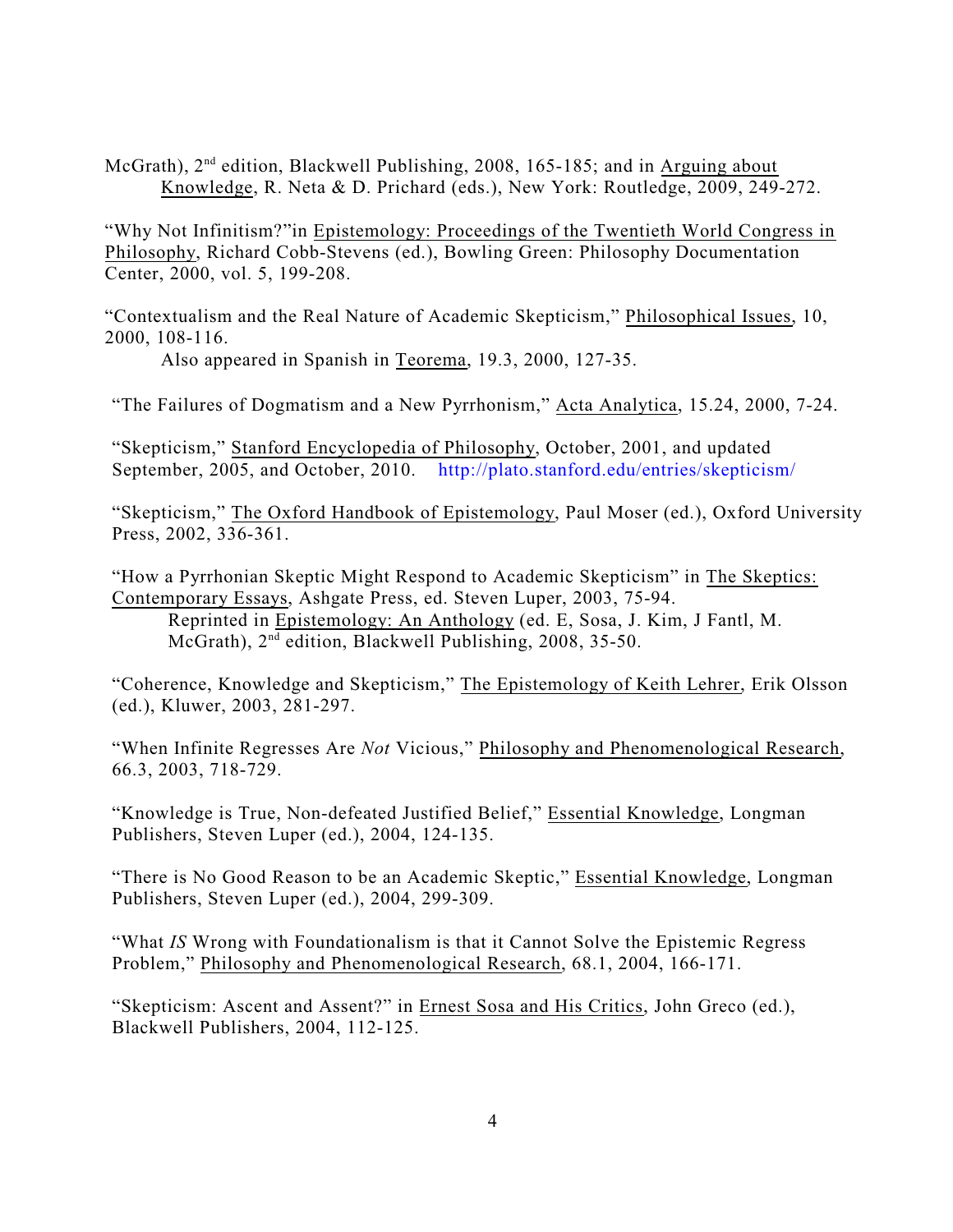McGrath), 2nd edition, Blackwell Publishing, 2008, 165-185; and in Arguing about Knowledge, R. Neta & D. Prichard (eds.), New York: Routledge, 2009, 249-272.

"Why Not Infinitism?"in Epistemology: Proceedings of the Twentieth World Congress in Philosophy, Richard Cobb-Stevens (ed.), Bowling Green: Philosophy Documentation Center, 2000, vol. 5, 199-208.

"Contextualism and the Real Nature of Academic Skepticism," Philosophical Issues, 10, 2000, 108-116.

Also appeared in Spanish in Teorema, 19.3, 2000, 127-35.

"The Failures of Dogmatism and a New Pyrrhonism," Acta Analytica, 15.24, 2000, 7-24.

"Skepticism," Stanford Encyclopedia of Philosophy, October, 2001, and updated September, 2005, and October, 2010. http://plato.stanford.edu/entries/skepticism/

"Skepticism," The Oxford Handbook of Epistemology, Paul Moser (ed.), Oxford University Press, 2002, 336-361.

"How a Pyrrhonian Skeptic Might Respond to Academic Skepticism" in The Skeptics: Contemporary Essays, Ashgate Press, ed. Steven Luper, 2003, 75-94.

Reprinted in Epistemology: An Anthology (ed. E, Sosa, J. Kim, J Fantl, M. McGrath), 2nd edition, Blackwell Publishing, 2008, 35-50.

"Coherence, Knowledge and Skepticism," The Epistemology of Keith Lehrer, Erik Olsson (ed.), Kluwer, 2003, 281-297.

"When Infinite Regresses Are *Not* Vicious," Philosophy and Phenomenological Research, 66.3, 2003, 718-729.

"Knowledge is True, Non-defeated Justified Belief," Essential Knowledge, Longman Publishers, Steven Luper (ed.), 2004, 124-135.

"There is No Good Reason to be an Academic Skeptic," Essential Knowledge, Longman Publishers, Steven Luper (ed.), 2004, 299-309.

"What *IS* Wrong with Foundationalism is that it Cannot Solve the Epistemic Regress Problem," Philosophy and Phenomenological Research, 68.1, 2004, 166-171.

"Skepticism: Ascent and Assent?" in Ernest Sosa and His Critics, John Greco (ed.), Blackwell Publishers, 2004, 112-125.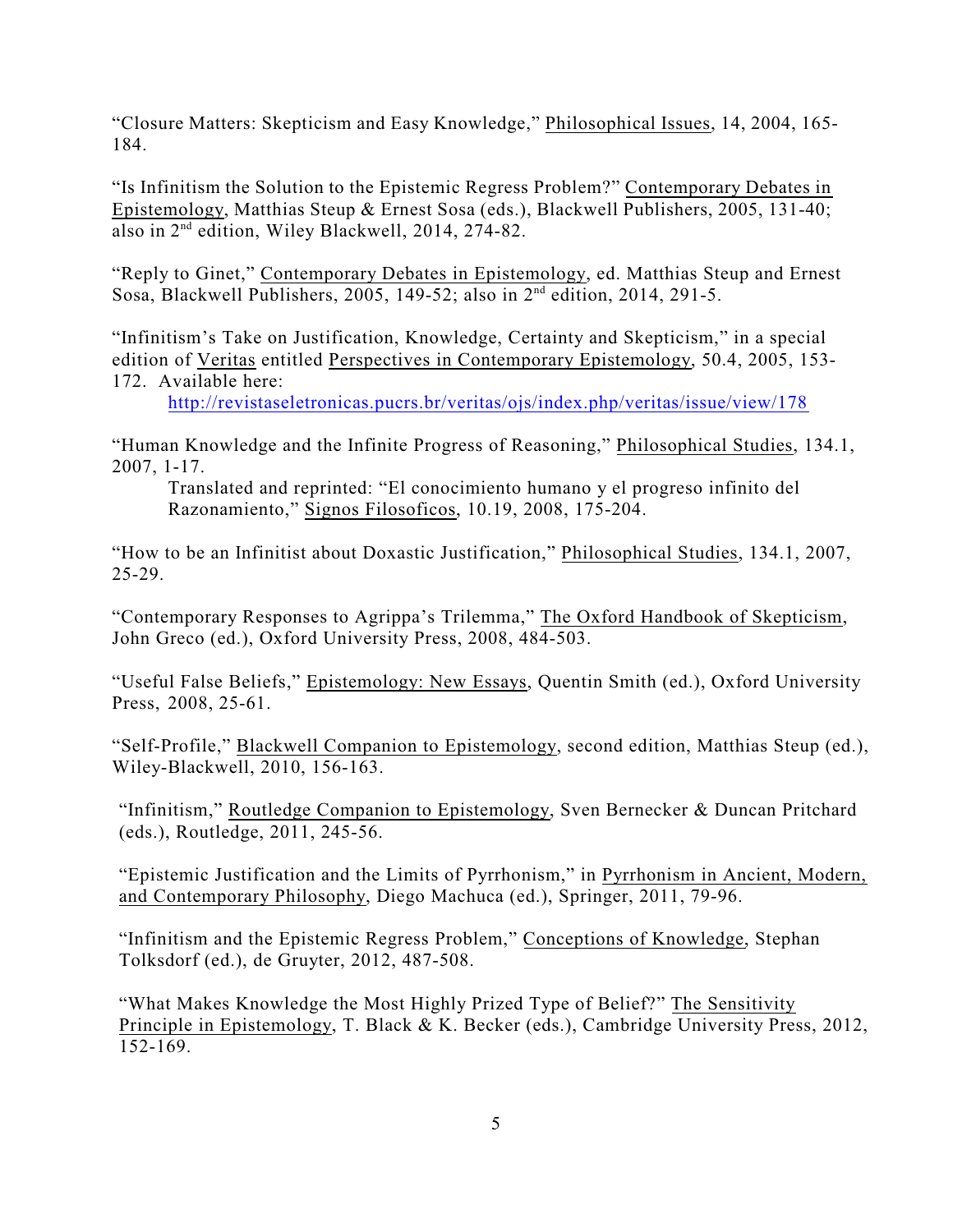"Closure Matters: Skepticism and Easy Knowledge," Philosophical Issues, 14, 2004, 165-184.

"Is Infinitism the Solution to the Epistemic Regress Problem?" Contemporary Debates in Epistemology, Matthias Steup & Ernest Sosa (eds.), Blackwell Publishers, 2005, 131-40; also in 2nd edition, Wiley Blackwell, 2014, 274-82.

"Reply to Ginet," Contemporary Debates in Epistemology, ed. Matthias Steup and Ernest Sosa, Blackwell Publishers, 2005, 149-52; also in 2nd edition, 2014, 291-5.

"Infinitism's Take on Justification, Knowledge, Certainty and Skepticism," in a special edition of Veritas entitled Perspectives in Contemporary Epistemology, 50.4, 2005, 153-172. Available here:
http://revistaseletronicas.pucrs.br/veritas/ojs/index.php/veritas/issue/view/178

"Human Knowledge and the Infinite Progress of Reasoning," Philosophical Studies, 134.1, 2007, 1-17.
Translated and reprinted: "El conocimiento humano y el progreso infinito del Razonamiento," Signos Filosoficos, 10.19, 2008, 175-204.

"How to be an Infinitist about Doxastic Justification," Philosophical Studies, 134.1, 2007, 25-29.

"Contemporary Responses to Agrippa's Trilemma," The Oxford Handbook of Skepticism, John Greco (ed.), Oxford University Press, 2008, 484-503.

"Useful False Beliefs," Epistemology: New Essays, Quentin Smith (ed.), Oxford University Press, 2008, 25-61.

"Self-Profile," Blackwell Companion to Epistemology, second edition, Matthias Steup (ed.), Wiley-Blackwell, 2010, 156-163.

"Infinitism," Routledge Companion to Epistemology, Sven Bernecker & Duncan Pritchard (eds.), Routledge, 2011, 245-56.

"Epistemic Justification and the Limits of Pyrrhonism," in Pyrrhonism in Ancient, Modern, and Contemporary Philosophy, Diego Machuca (ed.), Springer, 2011, 79-96.

"Infinitism and the Epistemic Regress Problem," Conceptions of Knowledge, Stephan Tolksdorf (ed.), de Gruyter, 2012, 487-508.

"What Makes Knowledge the Most Highly Prized Type of Belief?" The Sensitivity Principle in Epistemology, T. Black & K. Becker (eds.), Cambridge University Press, 2012, 152-169.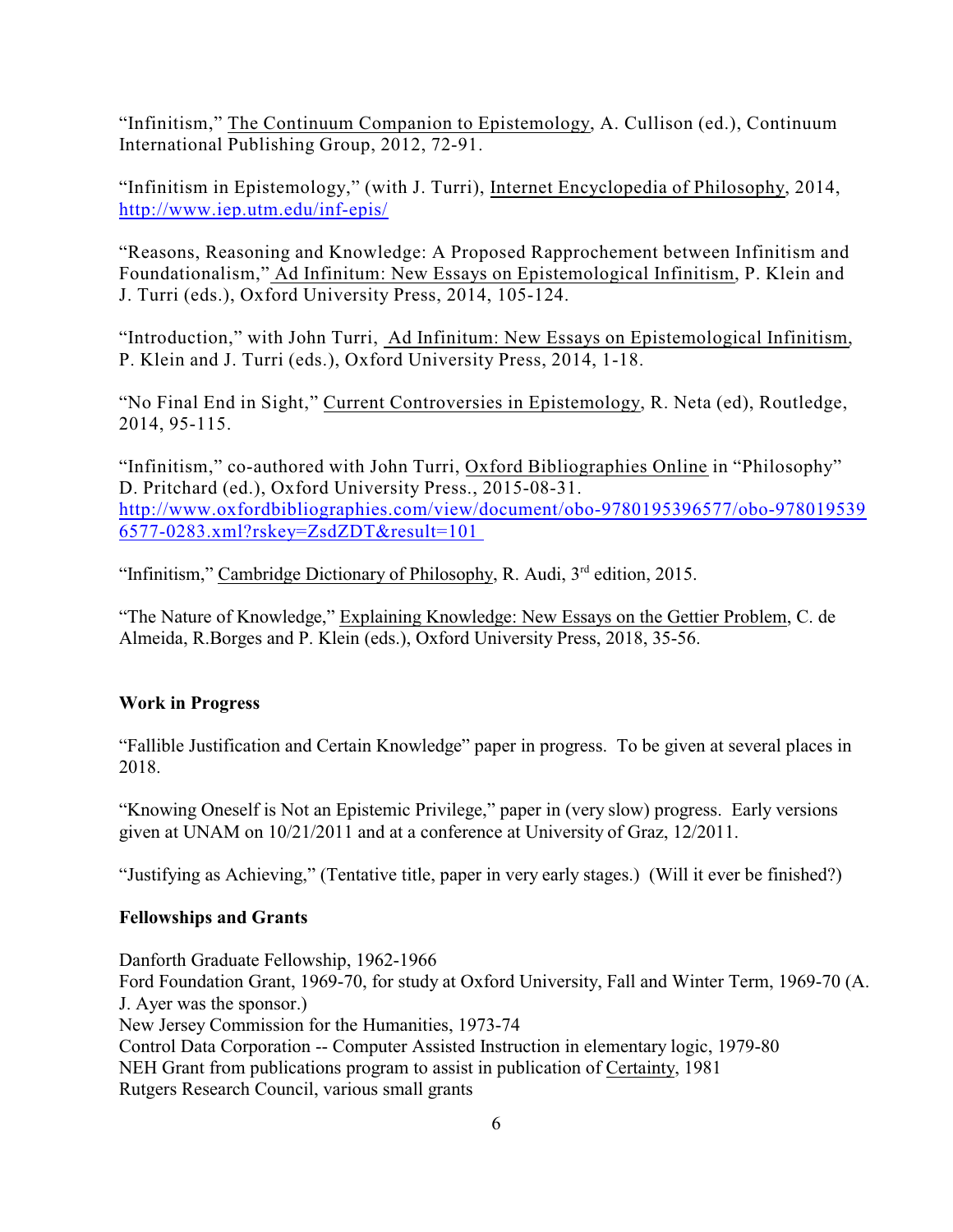"Infinitism," The Continuum Companion to Epistemology, A. Cullison (ed.), Continuum International Publishing Group, 2012, 72-91.

"Infinitism in Epistemology," (with J. Turri), Internet Encyclopedia of Philosophy, 2014, http://www.iep.utm.edu/inf-epis/

"Reasons, Reasoning and Knowledge: A Proposed Rapprochement between Infinitism and Foundationalism," Ad Infinitum: New Essays on Epistemological Infinitism, P. Klein and J. Turri (eds.), Oxford University Press, 2014, 105-124.

"Introduction," with John Turri, Ad Infinitum: New Essays on Epistemological Infinitism, P. Klein and J. Turri (eds.), Oxford University Press, 2014, 1-18.

"No Final End in Sight," Current Controversies in Epistemology, R. Neta (ed), Routledge, 2014, 95-115.

"Infinitism," co-authored with John Turri, Oxford Bibliographies Online in "Philosophy" D. Pritchard (ed.), Oxford University Press., 2015-08-31. http://www.oxfordbibliographies.com/view/document/obo-9780195396577/obo-9780195396577-0283.xml?rskey=ZsdZDT&result=101

"Infinitism," Cambridge Dictionary of Philosophy, R. Audi, 3rd edition, 2015.

"The Nature of Knowledge," Explaining Knowledge: New Essays on the Gettier Problem, C. de Almeida, R.Borges and P. Klein (eds.), Oxford University Press, 2018, 35-56.

**Work in Progress**

"Fallible Justification and Certain Knowledge" paper in progress. To be given at several places in 2018.

"Knowing Oneself is Not an Epistemic Privilege," paper in (very slow) progress. Early versions given at UNAM on 10/21/2011 and at a conference at University of Graz, 12/2011.

"Justifying as Achieving," (Tentative title, paper in very early stages.) (Will it ever be finished?)

**Fellowships and Grants**

Danforth Graduate Fellowship, 1962-1966
Ford Foundation Grant, 1969-70, for study at Oxford University, Fall and Winter Term, 1969-70 (A. J. Ayer was the sponsor.)
New Jersey Commission for the Humanities, 1973-74
Control Data Corporation -- Computer Assisted Instruction in elementary logic, 1979-80
NEH Grant from publications program to assist in publication of Certainty, 1981
Rutgers Research Council, various small grants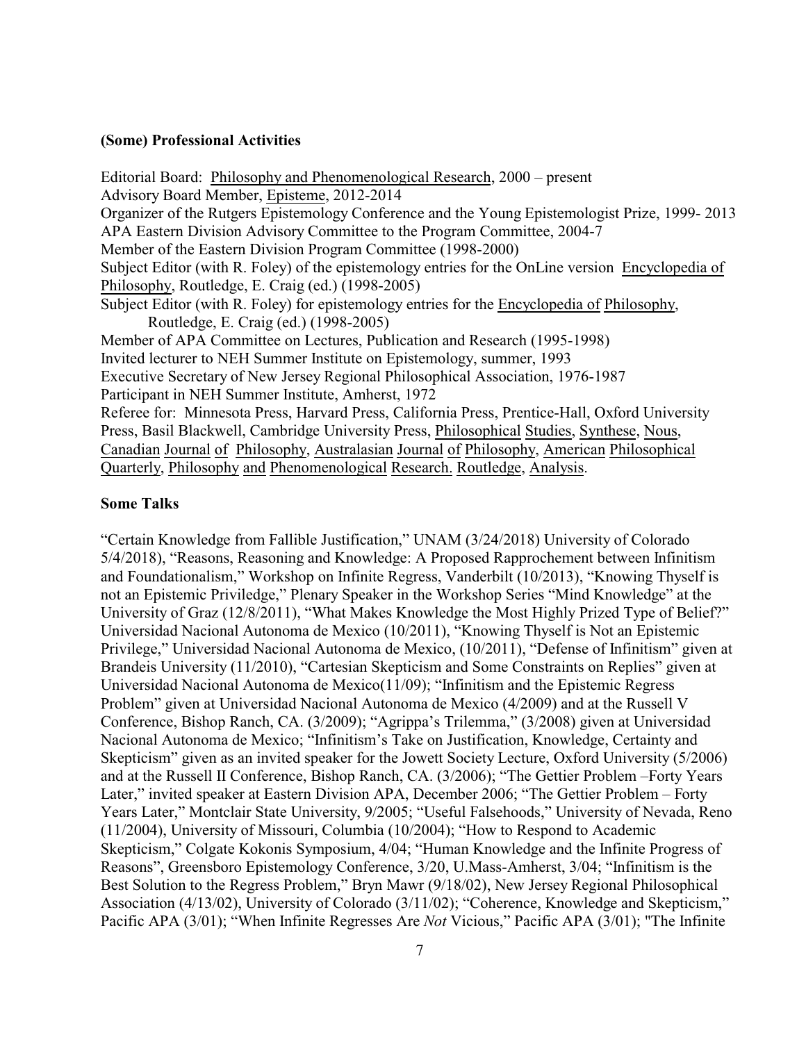## (Some) Professional Activities

Editorial Board: Philosophy and Phenomenological Research, 2000 – present
Advisory Board Member, Episteme, 2012-2014
Organizer of the Rutgers Epistemology Conference and the Young Epistemologist Prize, 1999- 2013
APA Eastern Division Advisory Committee to the Program Committee, 2004-7
Member of the Eastern Division Program Committee (1998-2000)
Subject Editor (with R. Foley) of the epistemology entries for the OnLine version Encyclopedia of Philosophy, Routledge, E. Craig (ed.) (1998-2005)
Subject Editor (with R. Foley) for epistemology entries for the Encyclopedia of Philosophy, Routledge, E. Craig (ed.) (1998-2005)
Member of APA Committee on Lectures, Publication and Research (1995-1998)
Invited lecturer to NEH Summer Institute on Epistemology, summer, 1993
Executive Secretary of New Jersey Regional Philosophical Association, 1976-1987
Participant in NEH Summer Institute, Amherst, 1972
Referee for: Minnesota Press, Harvard Press, California Press, Prentice-Hall, Oxford University Press, Basil Blackwell, Cambridge University Press, Philosophical Studies, Synthese, Nous, Canadian Journal of Philosophy, Australasian Journal of Philosophy, American Philosophical Quarterly, Philosophy and Phenomenological Research. Routledge, Analysis.

## Some Talks

"Certain Knowledge from Fallible Justification," UNAM (3/24/2018) University of Colorado 5/4/2018), "Reasons, Reasoning and Knowledge: A Proposed Rapprochement between Infinitism and Foundationalism," Workshop on Infinite Regress, Vanderbilt (10/2013), "Knowing Thyself is not an Epistemic Priviledge," Plenary Speaker in the Workshop Series "Mind Knowledge" at the University of Graz (12/8/2011), "What Makes Knowledge the Most Highly Prized Type of Belief?" Universidad Nacional Autonoma de Mexico (10/2011), "Knowing Thyself is Not an Epistemic Privilege," Universidad Nacional Autonoma de Mexico, (10/2011), "Defense of Infinitism" given at Brandeis University (11/2010), "Cartesian Skepticism and Some Constraints on Replies" given at Universidad Nacional Autonoma de Mexico(11/09); "Infinitism and the Epistemic Regress Problem" given at Universidad Nacional Autonoma de Mexico (4/2009) and at the Russell V Conference, Bishop Ranch, CA. (3/2009); "Agrippa's Trilemma," (3/2008) given at Universidad Nacional Autonoma de Mexico; "Infinitism's Take on Justification, Knowledge, Certainty and Skepticism" given as an invited speaker for the Jowett Society Lecture, Oxford University (5/2006) and at the Russell II Conference, Bishop Ranch, CA. (3/2006); "The Gettier Problem –Forty Years Later," invited speaker at Eastern Division APA, December 2006; "The Gettier Problem – Forty Years Later," Montclair State University, 9/2005; "Useful Falsehoods," University of Nevada, Reno (11/2004), University of Missouri, Columbia (10/2004); "How to Respond to Academic Skepticism," Colgate Kokonis Symposium, 4/04; "Human Knowledge and the Infinite Progress of Reasons", Greensboro Epistemology Conference, 3/20, U.Mass-Amherst, 3/04; "Infinitism is the Best Solution to the Regress Problem," Bryn Mawr (9/18/02), New Jersey Regional Philosophical Association (4/13/02), University of Colorado (3/11/02); "Coherence, Knowledge and Skepticism," Pacific APA (3/01); "When Infinite Regresses Are *Not* Vicious," Pacific APA (3/01); "The Infinite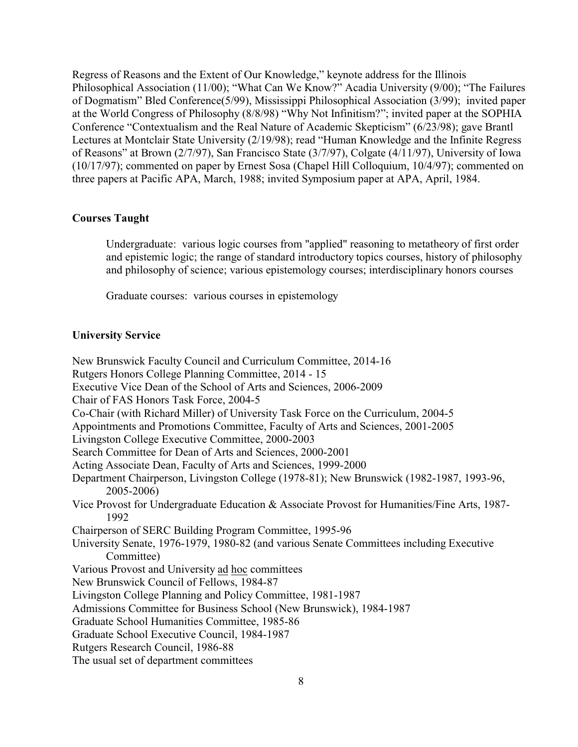Regress of Reasons and the Extent of Our Knowledge," keynote address for the Illinois Philosophical Association (11/00); "What Can We Know?" Acadia University (9/00); "The Failures of Dogmatism" Bled Conference(5/99), Mississippi Philosophical Association (3/99); invited paper at the World Congress of Philosophy (8/8/98) "Why Not Infinitism?"; invited paper at the SOPHIA Conference "Contextualism and the Real Nature of Academic Skepticism" (6/23/98); gave Brantl Lectures at Montclair State University (2/19/98); read "Human Knowledge and the Infinite Regress of Reasons" at Brown (2/7/97), San Francisco State (3/7/97), Colgate (4/11/97), University of Iowa (10/17/97); commented on paper by Ernest Sosa (Chapel Hill Colloquium, 10/4/97); commented on three papers at Pacific APA, March, 1988; invited Symposium paper at APA, April, 1984.

### Courses Taught

Undergraduate: various logic courses from "applied" reasoning to metatheory of first order and epistemic logic; the range of standard introductory topics courses, history of philosophy and philosophy of science; various epistemology courses; interdisciplinary honors courses

Graduate courses: various courses in epistemology

### University Service

New Brunswick Faculty Council and Curriculum Committee, 2014-16
Rutgers Honors College Planning Committee, 2014 - 15
Executive Vice Dean of the School of Arts and Sciences, 2006-2009
Chair of FAS Honors Task Force, 2004-5
Co-Chair (with Richard Miller) of University Task Force on the Curriculum, 2004-5
Appointments and Promotions Committee, Faculty of Arts and Sciences, 2001-2005
Livingston College Executive Committee, 2000-2003
Search Committee for Dean of Arts and Sciences, 2000-2001
Acting Associate Dean, Faculty of Arts and Sciences, 1999-2000
Department Chairperson, Livingston College (1978-81); New Brunswick (1982-1987, 1993-96, 2005-2006)
Vice Provost for Undergraduate Education & Associate Provost for Humanities/Fine Arts, 1987-1992
Chairperson of SERC Building Program Committee, 1995-96
University Senate, 1976-1979, 1980-82 (and various Senate Committees including Executive Committee)
Various Provost and University ad hoc committees
New Brunswick Council of Fellows, 1984-87
Livingston College Planning and Policy Committee, 1981-1987
Admissions Committee for Business School (New Brunswick), 1984-1987
Graduate School Humanities Committee, 1985-86
Graduate School Executive Council, 1984-1987
Rutgers Research Council, 1986-88
The usual set of department committees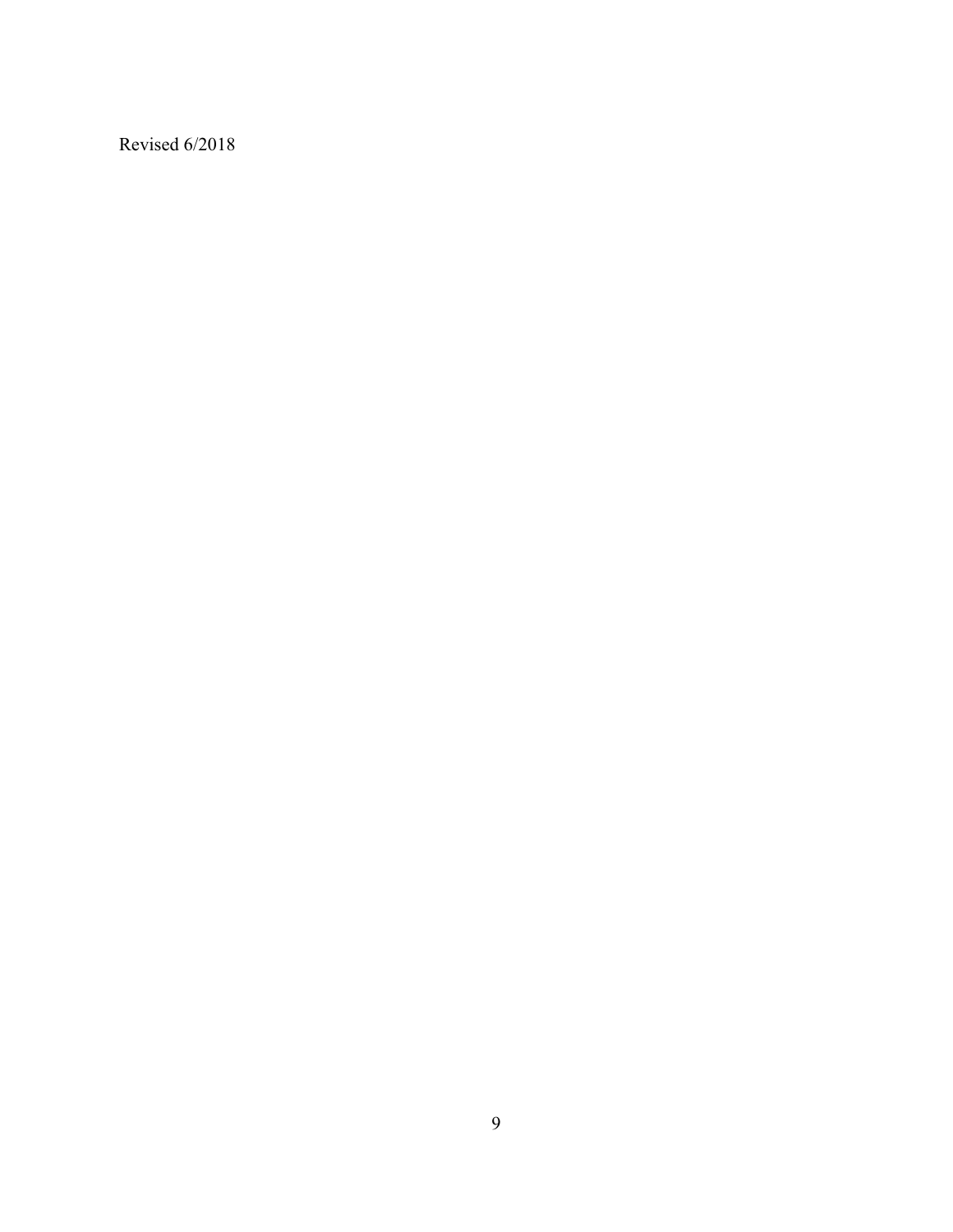Revised 6/2018